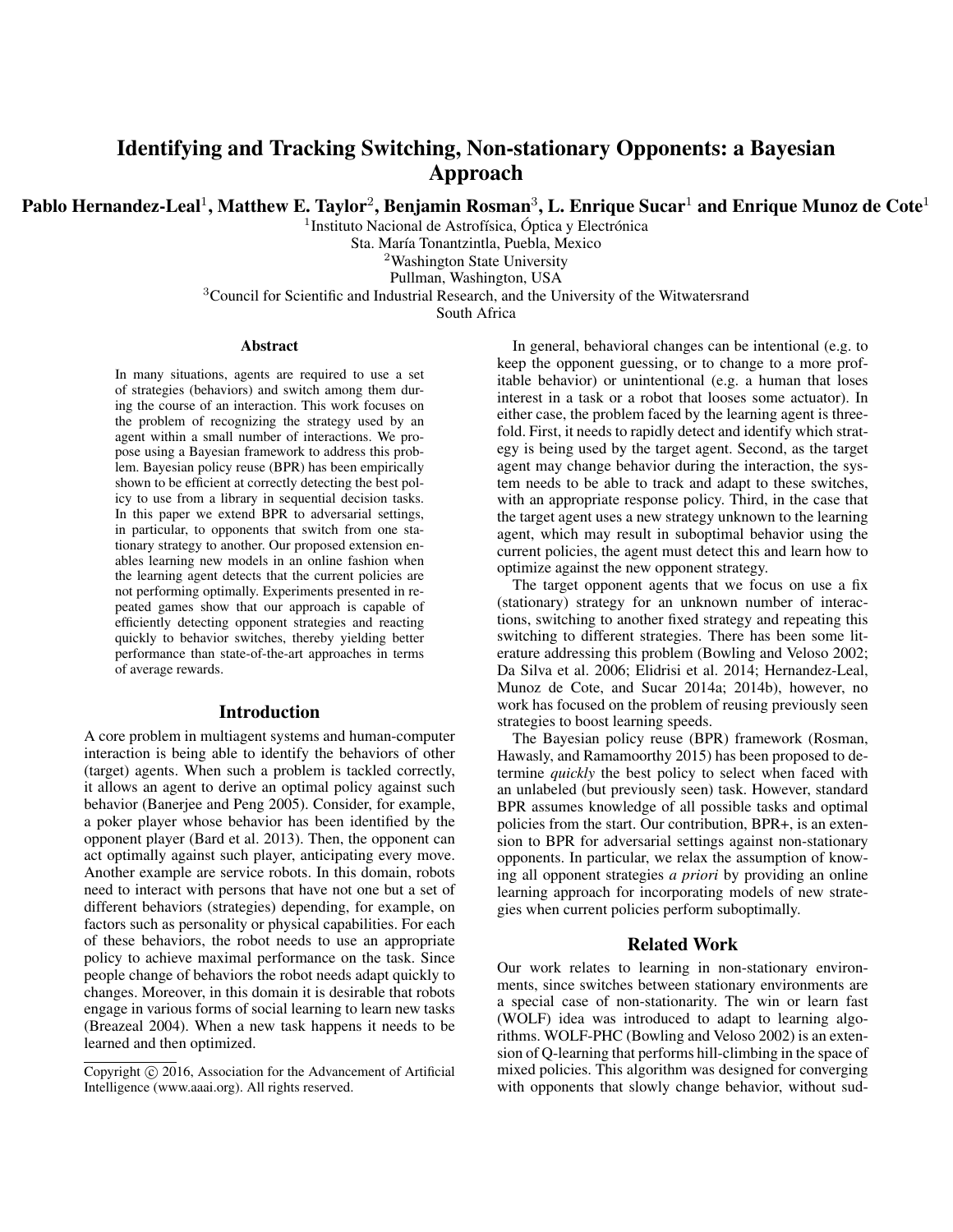# Identifying and Tracking Switching, Non-stationary Opponents: a Bayesian Approach

**Pablo Hernandez-Leal[1], Matthew E. Taylor[2], Benjamin Rosman[3], L. Enrique Sucar[1] and Enrique Munoz de Cote[1]**

[1]Instituto Nacional de Astrofísica, Óptica y Electrónica
Sta. María Tonantzintla, Puebla, Mexico
[2]Washington State University
Pullman, Washington, USA
[3]Council for Scientific and Industrial Research, and the University of the Witwatersrand
South Africa

## Abstract

In many situations, agents are required to use a set of strategies (behaviors) and switch among them during the course of an interaction. This work focuses on the problem of recognizing the strategy used by an agent within a small number of interactions. We propose using a Bayesian framework to address this problem. Bayesian policy reuse (BPR) has been empirically shown to be efficient at correctly detecting the best policy to use from a library in sequential decision tasks. In this paper we extend BPR to adversarial settings, in particular, to opponents that switch from one stationary strategy to another. Our proposed extension enables learning new models in an online fashion when the learning agent detects that the current policies are not performing optimally. Experiments presented in repeated games show that our approach is capable of efficiently detecting opponent strategies and reacting quickly to behavior switches, thereby yielding better performance than state-of-the-art approaches in terms of average rewards.

## Introduction

A core problem in multiagent systems and human-computer interaction is being able to identify the behaviors of other (target) agents. When such a problem is tackled correctly, it allows an agent to derive an optimal policy against such behavior (Banerjee and Peng 2005). Consider, for example, a poker player whose behavior has been identified by the opponent player (Bard et al. 2013). Then, the opponent can act optimally against such player, anticipating every move. Another example are service robots. In this domain, robots need to interact with persons that have not one but a set of different behaviors (strategies) depending, for example, on factors such as personality or physical capabilities. For each of these behaviors, the robot needs to use an appropriate policy to achieve maximal performance on the task. Since people change of behaviors the robot needs adapt quickly to changes. Moreover, in this domain it is desirable that robots engage in various forms of social learning to learn new tasks (Breazeal 2004). When a new task happens it needs to be learned and then optimized.

In general, behavioral changes can be intentional (e.g. to keep the opponent guessing, or to change to a more profitable behavior) or unintentional (e.g. a human that loses interest in a task or a robot that looses some actuator). In either case, the problem faced by the learning agent is threefold. First, it needs to rapidly detect and identify which strategy is being used by the target agent. Second, as the target agent may change behavior during the interaction, the system needs to be able to track and adapt to these switches, with an appropriate response policy. Third, in the case that the target agent uses a new strategy unknown to the learning agent, which may result in suboptimal behavior using the current policies, the agent must detect this and learn how to optimize against the new opponent strategy.

The target opponent agents that we focus on use a fix (stationary) strategy for an unknown number of interactions, switching to another fixed strategy and repeating this switching to different strategies. There has been some literature addressing this problem (Bowling and Veloso 2002; Da Silva et al. 2006; Elidrisi et al. 2014; Hernandez-Leal, Munoz de Cote, and Sucar 2014a; 2014b), however, no work has focused on the problem of reusing previously seen strategies to boost learning speeds.

The Bayesian policy reuse (BPR) framework (Rosman, Hawasly, and Ramamoorthy 2015) has been proposed to determine *quickly* the best policy to select when faced with an unlabeled (but previously seen) task. However, standard BPR assumes knowledge of all possible tasks and optimal policies from the start. Our contribution, BPR+, is an extension to BPR for adversarial settings against non-stationary opponents. In particular, we relax the assumption of knowing all opponent strategies *a priori* by providing an online learning approach for incorporating models of new strategies when current policies perform suboptimally.

## Related Work

Our work relates to learning in non-stationary environments, since switches between stationary environments are a special case of non-stationarity. The win or learn fast (WOLF) idea was introduced to adapt to learning algorithms. WOLF-PHC (Bowling and Veloso 2002) is an extension of Q-learning that performs hill-climbing in the space of mixed policies. This algorithm was designed for converging with opponents that slowly change behavior, without sud-

Copyright © 2016, Association for the Advancement of Artificial Intelligence (www.aaai.org). All rights reserved.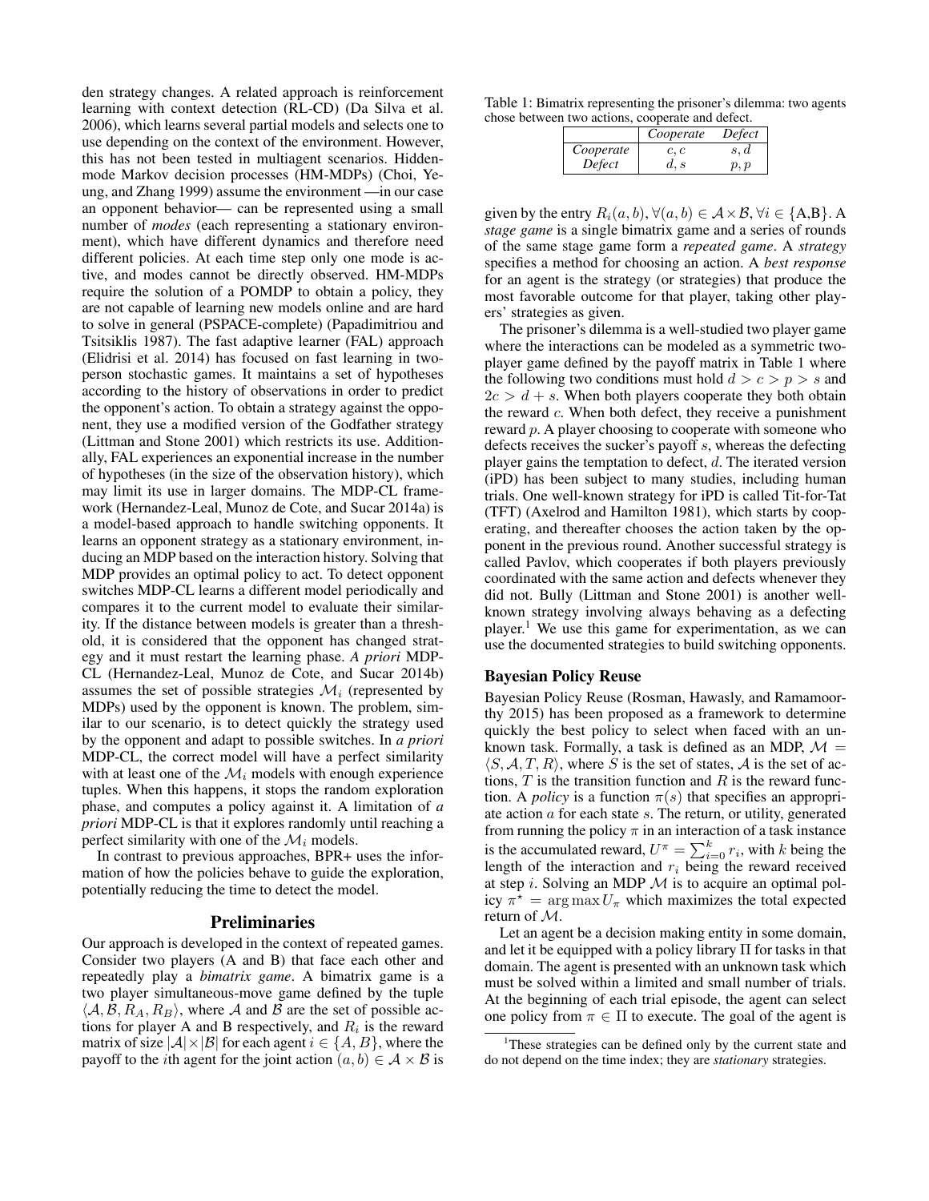den strategy changes. A related approach is reinforcement learning with context detection (RL-CD) (Da Silva et al. 2006), which learns several partial models and selects one to use depending on the context of the environment. However, this has not been tested in multiagent scenarios. Hidden-mode Markov decision processes (HM-MDPs) (Choi, Yeung, and Zhang 1999) assume the environment —in our case an opponent behavior— can be represented using a small number of *modes* (each representing a stationary environment), which have different dynamics and therefore need different policies. At each time step only one mode is active, and modes cannot be directly observed. HM-MDPs require the solution of a POMDP to obtain a policy, they are not capable of learning new models online and are hard to solve in general (PSPACE-complete) (Papadimitriou and Tsitsiklis 1987). The fast adaptive learner (FAL) approach (Elidrisi et al. 2014) has focused on fast learning in two-person stochastic games. It maintains a set of hypotheses according to the history of observations in order to predict the opponent's action. To obtain a strategy against the opponent, they use a modified version of the Godfather strategy (Littman and Stone 2001) which restricts its use. Additionally, FAL experiences an exponential increase in the number of hypotheses (in the size of the observation history), which may limit its use in larger domains. The MDP-CL framework (Hernandez-Leal, Munoz de Cote, and Sucar 2014a) is a model-based approach to handle switching opponents. It learns an opponent strategy as a stationary environment, inducing an MDP based on the interaction history. Solving that MDP provides an optimal policy to act. To detect opponent switches MDP-CL learns a different model periodically and compares it to the current model to evaluate their similarity. If the distance between models is greater than a threshold, it is considered that the opponent has changed strategy and it must restart the learning phase. *A priori* MDP-CL (Hernandez-Leal, Munoz de Cote, and Sucar 2014b) assumes the set of possible strategies $\mathcal{M}_i$ (represented by MDPs) used by the opponent is known. The problem, similar to our scenario, is to detect quickly the strategy used by the opponent and adapt to possible switches. In *a priori* MDP-CL, the correct model will have a perfect similarity with at least one of the $\mathcal{M}_i$ models with enough experience tuples. When this happens, it stops the random exploration phase, and computes a policy against it. A limitation of *a priori* MDP-CL is that it explores randomly until reaching a perfect similarity with one of the $\mathcal{M}_i$ models.

In contrast to previous approaches, BPR+ uses the information of how the policies behave to guide the exploration, potentially reducing the time to detect the model.

## Preliminaries

Our approach is developed in the context of repeated games. Consider two players (A and B) that face each other and repeatedly play a *bimatrix game*. A bimatrix game is a two player simultaneous-move game defined by the tuple $\langle \mathcal{A}, \mathcal{B}, R_A, R_B \rangle$, where $\mathcal{A}$ and $\mathcal{B}$ are the set of possible actions for player A and B respectively, and $R_i$ is the reward matrix of size $|\mathcal{A}| \times |\mathcal{B}|$ for each agent $i \in \{A, B\}$, where the payoff to the $i$th agent for the joint action $(a, b) \in \mathcal{A} \times \mathcal{B}$ is given by the entry $R_i(a, b), \forall (a, b) \in \mathcal{A} \times \mathcal{B}, \forall i \in \{\text{A}, \text{B}\}$. A *stage game* is a single bimatrix game and a series of rounds of the same stage game form a *repeated game*. A *strategy* specifies a method for choosing an action. A *best response* for an agent is the strategy (or strategies) that produce the most favorable outcome for that player, taking other players' strategies as given.

Table 1: Bimatrix representing the prisoner's dilemma: two agents chose between two actions, cooperate and defect.

| | *Cooperate* | *Defect* |
|---|---|---|
| *Cooperate* | $c, c$ | $s, d$ |
| *Defect* | $d, s$ | $p, p$ |

The prisoner's dilemma is a well-studied two player game where the interactions can be modeled as a symmetric two-player game defined by the payoff matrix in Table 1 where the following two conditions must hold $d > c > p > s$ and $2c > d + s$. When both players cooperate they both obtain the reward $c$. When both defect, they receive a punishment reward $p$. A player choosing to cooperate with someone who defects receives the sucker's payoff $s$, whereas the defecting player gains the temptation to defect, $d$. The iterated version (iPD) has been subject to many studies, including human trials. One well-known strategy for iPD is called Tit-for-Tat (TFT) (Axelrod and Hamilton 1981), which starts by cooperating, and thereafter chooses the action taken by the opponent in the previous round. Another successful strategy is called Pavlov, which cooperates if both players previously coordinated with the same action and defects whenever they did not. Bully (Littman and Stone 2001) is another well-known strategy involving always behaving as a defecting player.[1] We use this game for experimentation, as we can use the documented strategies to build switching opponents.

### Bayesian Policy Reuse

Bayesian Policy Reuse (Rosman, Hawasly, and Ramamoorthy 2015) has been proposed as a framework to determine quickly the best policy to select when faced with an unknown task. Formally, a task is defined as an MDP, $\mathcal{M} = \langle S, \mathcal{A}, T, R \rangle$, where $S$ is the set of states, $\mathcal{A}$ is the set of actions, $T$ is the transition function and $R$ is the reward function. A *policy* is a function $\pi(s)$ that specifies an appropriate action $a$ for each state $s$. The return, or utility, generated from running the policy $\pi$ in an interaction of a task instance is the accumulated reward, $U^\pi = \sum_{i=0}^{k} r_i$, with $k$ being the length of the interaction and $r_i$ being the reward received at step $i$. Solving an MDP $\mathcal{M}$ is to acquire an optimal policy $\pi^\star = \arg\max U_\pi$ which maximizes the total expected return of $\mathcal{M}$.

Let an agent be a decision making entity in some domain, and let it be equipped with a policy library $\Pi$ for tasks in that domain. The agent is presented with an unknown task which must be solved within a limited and small number of trials. At the beginning of each trial episode, the agent can select one policy from $\pi \in \Pi$ to execute. The goal of the agent is

[1] These strategies can be defined only by the current state and do not depend on the time index; they are *stationary* strategies.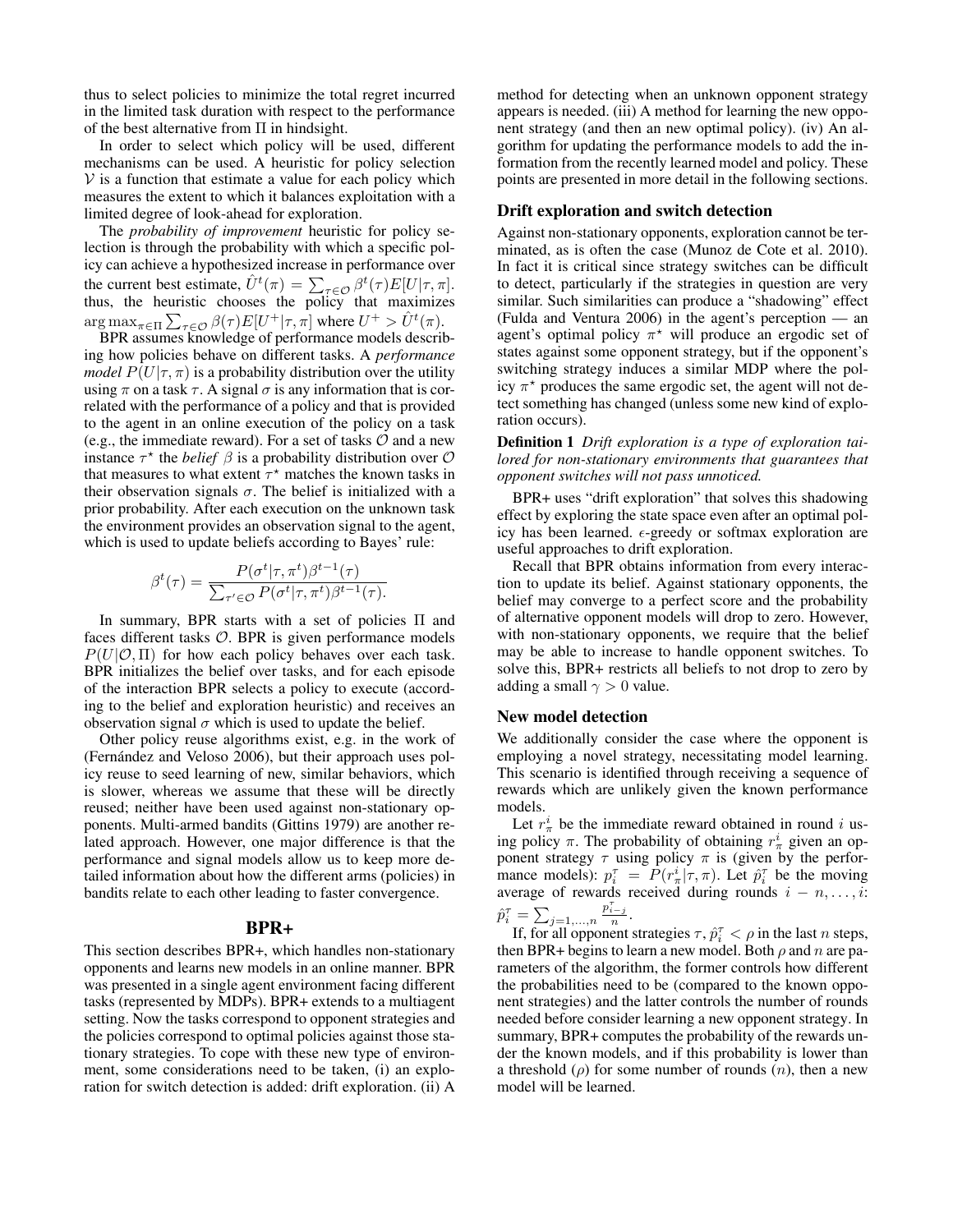thus to select policies to minimize the total regret incurred in the limited task duration with respect to the performance of the best alternative from $\Pi$ in hindsight.

In order to select which policy will be used, different mechanisms can be used. A heuristic for policy selection $\mathcal{V}$ is a function that estimate a value for each policy which measures the extent to which it balances exploitation with a limited degree of look-ahead for exploration.

The *probability of improvement* heuristic for policy selection is through the probability with which a specific policy can achieve a hypothesized increase in performance over the current best estimate, $\hat{U}^t(\pi) = \sum_{\tau \in \mathcal{O}} \beta^t(\tau) E[U|\tau, \pi]$. thus, the heuristic chooses the policy that maximizes $\arg\max_{\pi \in \Pi} \sum_{\tau \in \mathcal{O}} \beta(\tau) E[U^+|\tau, \pi]$ where $U^+ > \hat{U}^t(\pi)$.

BPR assumes knowledge of performance models describing how policies behave on different tasks. A *performance model* $P(U|\tau, \pi)$ is a probability distribution over the utility using $\pi$ on a task $\tau$. A signal $\sigma$ is any information that is correlated with the performance of a policy and that is provided to the agent in an online execution of the policy on a task (e.g., the immediate reward). For a set of tasks $\mathcal{O}$ and a new instance $\tau^\star$ the *belief* $\beta$ is a probability distribution over $\mathcal{O}$ that measures to what extent $\tau^\star$ matches the known tasks in their observation signals $\sigma$. The belief is initialized with a prior probability. After each execution on the unknown task the environment provides an observation signal to the agent, which is used to update beliefs according to Bayes' rule:

$$\beta^t(\tau) = \frac{P(\sigma^t|\tau, \pi^t)\beta^{t-1}(\tau)}{\sum_{\tau' \in \mathcal{O}} P(\sigma^t|\tau, \pi^t)\beta^{t-1}(\tau).}$$

In summary, BPR starts with a set of policies $\Pi$ and faces different tasks $\mathcal{O}$. BPR is given performance models $P(U|\mathcal{O}, \Pi)$ for how each policy behaves over each task. BPR initializes the belief over tasks, and for each episode of the interaction BPR selects a policy to execute (according to the belief and exploration heuristic) and receives an observation signal $\sigma$ which is used to update the belief.

Other policy reuse algorithms exist, e.g. in the work of (Fernández and Veloso 2006), but their approach uses policy reuse to seed learning of new, similar behaviors, which is slower, whereas we assume that these will be directly reused; neither have been used against non-stationary opponents. Multi-armed bandits (Gittins 1979) are another related approach. However, one major difference is that the performance and signal models allow us to keep more detailed information about how the different arms (policies) in bandits relate to each other leading to faster convergence.

## BPR+

This section describes BPR+, which handles non-stationary opponents and learns new models in an online manner. BPR was presented in a single agent environment facing different tasks (represented by MDPs). BPR+ extends to a multiagent setting. Now the tasks correspond to opponent strategies and the policies correspond to optimal policies against those stationary strategies. To cope with these new type of environment, some considerations need to be taken, (i) an exploration for switch detection is added: drift exploration. (ii) A method for detecting when an unknown opponent strategy appears is needed. (iii) A method for learning the new opponent strategy (and then an new optimal policy). (iv) An algorithm for updating the performance models to add the information from the recently learned model and policy. These points are presented in more detail in the following sections.

### Drift exploration and switch detection

Against non-stationary opponents, exploration cannot be terminated, as is often the case (Munoz de Cote et al. 2010). In fact it is critical since strategy switches can be difficult to detect, particularly if the strategies in question are very similar. Such similarities can produce a "shadowing" effect (Fulda and Ventura 2006) in the agent's perception — an agent's optimal policy $\pi^\star$ will produce an ergodic set of states against some opponent strategy, but if the opponent's switching strategy induces a similar MDP where the policy $\pi^\star$ produces the same ergodic set, the agent will not detect something has changed (unless some new kind of exploration occurs).

**Definition 1** *Drift exploration is a type of exploration tailored for non-stationary environments that guarantees that opponent switches will not pass unnoticed.*

BPR+ uses "drift exploration" that solves this shadowing effect by exploring the state space even after an optimal policy has been learned. $\epsilon$-greedy or softmax exploration are useful approaches to drift exploration.

Recall that BPR obtains information from every interaction to update its belief. Against stationary opponents, the belief may converge to a perfect score and the probability of alternative opponent models will drop to zero. However, with non-stationary opponents, we require that the belief may be able to increase to handle opponent switches. To solve this, BPR+ restricts all beliefs to not drop to zero by adding a small $\gamma > 0$ value.

### New model detection

We additionally consider the case where the opponent is employing a novel strategy, necessitating model learning. This scenario is identified through receiving a sequence of rewards which are unlikely given the known performance models.

Let $r^i_\pi$ be the immediate reward obtained in round $i$ using policy $\pi$. The probability of obtaining $r^i_\pi$ given an opponent strategy $\tau$ using policy $\pi$ is (given by the performance models): $p^\tau_i = P(r^i_\pi|\tau, \pi)$. Let $\hat{p}^\tau_i$ be the moving average of rewards received during rounds $i - n, \ldots, i$: $\hat{p}^\tau_i = \sum_{j=1,\ldots,n} \frac{p^\tau_{i-j}}{n}$.

If, for all opponent strategies $\tau, \hat{p}^\tau_i < \rho$ in the last $n$ steps, then BPR+ begins to learn a new model. Both $\rho$ and $n$ are parameters of the algorithm, the former controls how different the probabilities need to be (compared to the known opponent strategies) and the latter controls the number of rounds needed before consider learning a new opponent strategy. In summary, BPR+ computes the probability of the rewards under the known models, and if this probability is lower than a threshold ($\rho$) for some number of rounds ($n$), then a new model will be learned.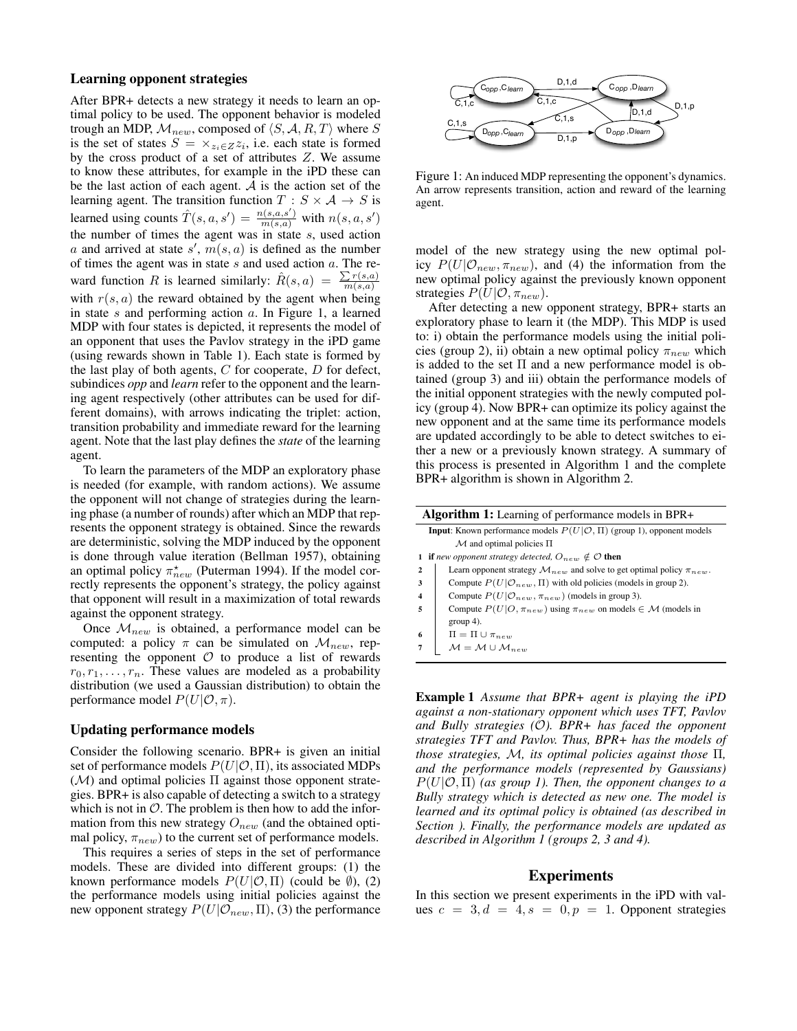### Learning opponent strategies

After BPR+ detects a new strategy it needs to learn an optimal policy to be used. The opponent behavior is modeled trough an MDP, $\mathcal{M}_{new}$, composed of $\langle S, \mathcal{A}, R, T \rangle$ where $S$ is the set of states $S = \times_{z_i \in Z} z_i$, i.e. each state is formed by the cross product of a set of attributes $Z$. We assume to know these attributes, for example in the iPD these can be the last action of each agent. $\mathcal{A}$ is the action set of the learning agent. The transition function $T : S \times \mathcal{A} \rightarrow S$ is learned using counts $\hat{T}(s, a, s') = \frac{n(s,a,s')}{m(s,a)}$ with $n(s, a, s')$ the number of times the agent was in state $s$, used action $a$ and arrived at state $s'$, $m(s, a)$ is defined as the number of times the agent was in state $s$ and used action $a$. The reward function $R$ is learned similarly: $\hat{R}(s, a) = \frac{\sum r(s,a)}{m(s,a)}$ with $r(s, a)$ the reward obtained by the agent when being in state $s$ and performing action $a$. In Figure 1, a learned MDP with four states is depicted, it represents the model of an opponent that uses the Pavlov strategy in the iPD game (using rewards shown in Table 1). Each state is formed by the last play of both agents, $C$ for cooperate, $D$ for defect, subindices *opp* and *learn* refer to the opponent and the learning agent respectively (other attributes can be used for different domains), with arrows indicating the triplet: action, transition probability and immediate reward for the learning agent. Note that the last play defines the *state* of the learning agent.

To learn the parameters of the MDP an exploratory phase is needed (for example, with random actions). We assume the opponent will not change of strategies during the learning phase (a number of rounds) after which an MDP that represents the opponent strategy is obtained. Since the rewards are deterministic, solving the MDP induced by the opponent is done through value iteration (Bellman 1957), obtaining an optimal policy $\pi^{\star}_{new}$ (Puterman 1994). If the model correctly represents the opponent's strategy, the policy against that opponent will result in a maximization of total rewards against the opponent strategy.

Once $\mathcal{M}_{new}$ is obtained, a performance model can be computed: a policy $\pi$ can be simulated on $\mathcal{M}_{new}$, representing the opponent $\mathcal{O}$ to produce a list of rewards $r_0, r_1, \ldots, r_n$. These values are modeled as a probability distribution (we used a Gaussian distribution) to obtain the performance model $P(U|\mathcal{O}, \pi)$.

### Updating performance models

Consider the following scenario. BPR+ is given an initial set of performance models $P(U|\mathcal{O}, \Pi)$, its associated MDPs ($\mathcal{M}$) and optimal policies $\Pi$ against those opponent strategies. BPR+ is also capable of detecting a switch to a strategy which is not in $\mathcal{O}$. The problem is then how to add the information from this new strategy $O_{new}$ (and the obtained optimal policy, $\pi_{new}$) to the current set of performance models.

This requires a series of steps in the set of performance models. These are divided into different groups: (1) the known performance models $P(U|\mathcal{O}, \Pi)$ (could be $\emptyset$), (2) the performance models using initial policies against the new opponent strategy $P(U|\mathcal{O}_{new}, \Pi)$, (3) the performance model of the new strategy using the new optimal policy $P(U|\mathcal{O}_{new}, \pi_{new})$, and (4) the information from the new optimal policy against the previously known opponent strategies $P(U|\mathcal{O}, \pi_{new})$.

Figure 1: An induced MDP representing the opponent's dynamics. An arrow represents transition, action and reward of the learning agent.

After detecting a new opponent strategy, BPR+ starts an exploratory phase to learn it (the MDP). This MDP is used to: i) obtain the performance models using the initial policies (group 2), ii) obtain a new optimal policy $\pi_{new}$ which is added to the set $\Pi$ and a new performance model is obtained (group 3) and iii) obtain the performance models of the initial opponent strategies with the newly computed policy (group 4). Now BPR+ can optimize its policy against the new opponent and at the same time its performance models are updated accordingly to be able to detect switches to either a new or a previously known strategy. A summary of this process is presented in Algorithm 1 and the complete BPR+ algorithm is shown in Algorithm 2.

**Algorithm 1:** Learning of performance models in BPR+

```
Input: Known performance models P(U|O, Π) (group 1), opponent models
       M and optimal policies Π
1 if new opponent strategy detected, O_new ∉ O then
2     Learn opponent strategy M_new and solve to get optimal policy π_new.
3     Compute P(U|O_new, Π) with old policies (models in group 2).
4     Compute P(U|O_new, π_new) (models in group 3).
5     Compute P(U|O, π_new) using π_new on models ∈ M (models in
      group 4).
6     Π = Π ∪ π_new
7     M = M ∪ M_new
```

**Example 1** *Assume that BPR+ agent is playing the iPD against a non-stationary opponent which uses TFT, Pavlov and Bully strategies ($\mathcal{O}$). BPR+ has faced the opponent strategies TFT and Pavlov. Thus, BPR+ has the models of those strategies, $\mathcal{M}$, its optimal policies against those $\Pi$, and the performance models (represented by Gaussians) $P(U|\mathcal{O}, \Pi)$ (as group 1). Then, the opponent changes to a Bully strategy which is detected as new one. The model is learned and its optimal policy is obtained (as described in Section ). Finally, the performance models are updated as described in Algorithm 1 (groups 2, 3 and 4).*

## Experiments

In this section we present experiments in the iPD with values $c = 3, d = 4, s = 0, p = 1$. Opponent strategies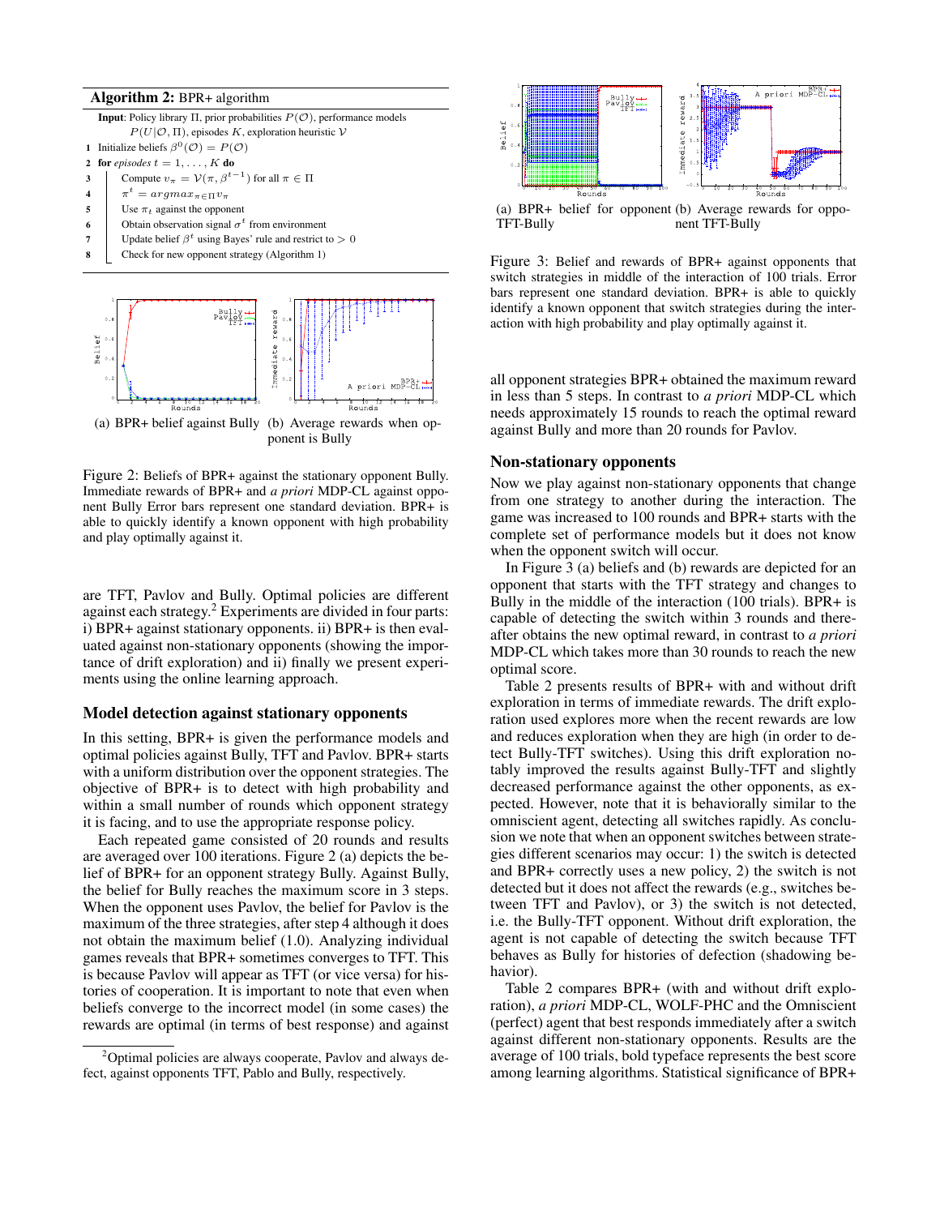**Algorithm 2:** BPR+ algorithm

**Input**: Policy library $\Pi$, prior probabilities $P(\mathcal{O})$, performance models $P(U|\mathcal{O},\Pi)$, episodes $K$, exploration heuristic $\mathcal{V}$

1. Initialize beliefs $\beta^0(\mathcal{O}) = P(\mathcal{O})$
2. **for** *episodes* $t = 1,\dots,K$ **do**
3. Compute $v_\pi = \mathcal{V}(\pi, \beta^{t-1})$ for all $\pi \in \Pi$
4. $\pi^t = argmax_{\pi \in \Pi} v_\pi$
5. Use $\pi_t$ against the opponent
6. Obtain observation signal $\sigma^t$ from environment
7. Update belief $\beta^t$ using Bayes' rule and restrict to $> 0$
8. Check for new opponent strategy (Algorithm 1)

(a) BPR+ belief against Bully (b) Average rewards when opponent is Bully

Figure 2: Beliefs of BPR+ against the stationary opponent Bully. Immediate rewards of BPR+ and *a priori* MDP-CL against opponent Bully Error bars represent one standard deviation. BPR+ is able to quickly identify a known opponent with high probability and play optimally against it.

are TFT, Pavlov and Bully. Optimal policies are different against each strategy.[2] Experiments are divided in four parts: i) BPR+ against stationary opponents. ii) BPR+ is then evaluated against non-stationary opponents (showing the importance of drift exploration) and ii) finally we present experiments using the online learning approach.

## Model detection against stationary opponents

In this setting, BPR+ is given the performance models and optimal policies against Bully, TFT and Pavlov. BPR+ starts with a uniform distribution over the opponent strategies. The objective of BPR+ is to detect with high probability and within a small number of rounds which opponent strategy it is facing, and to use the appropriate response policy.

Each repeated game consisted of 20 rounds and results are averaged over 100 iterations. Figure 2 (a) depicts the belief of BPR+ for an opponent strategy Bully. Against Bully, the belief for Bully reaches the maximum score in 3 steps. When the opponent uses Pavlov, the belief for Pavlov is the maximum of the three strategies, after step 4 although it does not obtain the maximum belief (1.0). Analyzing individual games reveals that BPR+ sometimes converges to TFT. This is because Pavlov will appear as TFT (or vice versa) for histories of cooperation. It is important to note that even when beliefs converge to the incorrect model (in some cases) the rewards are optimal (in terms of best response) and against all opponent strategies BPR+ obtained the maximum reward in less than 5 steps. In contrast to *a priori* MDP-CL which needs approximately 15 rounds to reach the optimal reward against Bully and more than 20 rounds for Pavlov.

[2]Optimal policies are always cooperate, Pavlov and always defect, against opponents TFT, Pablo and Bully, respectively.

(a) BPR+ belief for opponent TFT-Bully (b) Average rewards for opponent TFT-Bully

Figure 3: Belief and rewards of BPR+ against opponents that switch strategies in middle of the interaction of 100 trials. Error bars represent one standard deviation. BPR+ is able to quickly identify a known opponent that switch strategies during the interaction with high probability and play optimally against it.

## Non-stationary opponents

Now we play against non-stationary opponents that change from one strategy to another during the interaction. The game was increased to 100 rounds and BPR+ starts with the complete set of performance models but it does not know when the opponent switch will occur.

In Figure 3 (a) beliefs and (b) rewards are depicted for an opponent that starts with the TFT strategy and changes to Bully in the middle of the interaction (100 trials). BPR+ is capable of detecting the switch within 3 rounds and thereafter obtains the new optimal reward, in contrast to *a priori* MDP-CL which takes more than 30 rounds to reach the new optimal score.

Table 2 presents results of BPR+ with and without drift exploration in terms of immediate rewards. The drift exploration used explores more when the recent rewards are low and reduces exploration when they are high (in order to detect Bully-TFT switches). Using this drift exploration notably improved the results against Bully-TFT and slightly decreased performance against the other opponents, as expected. However, note that it is behaviorally similar to the omniscient agent, detecting all switches rapidly. As conclusion we note that when an opponent switches between strategies different scenarios may occur: 1) the switch is detected and BPR+ correctly uses a new policy, 2) the switch is not detected but it does not affect the rewards (e.g., switches between TFT and Pavlov), or 3) the switch is not detected, i.e. the Bully-TFT opponent. Without drift exploration, the agent is not capable of detecting the switch because TFT behaves as Bully for histories of defection (shadowing behavior).

Table 2 compares BPR+ (with and without drift exploration), *a priori* MDP-CL, WOLF-PHC and the Omniscient (perfect) agent that best responds immediately after a switch against different non-stationary opponents. Results are the average of 100 trials, bold typeface represents the best score among learning algorithms. Statistical significance of BPR+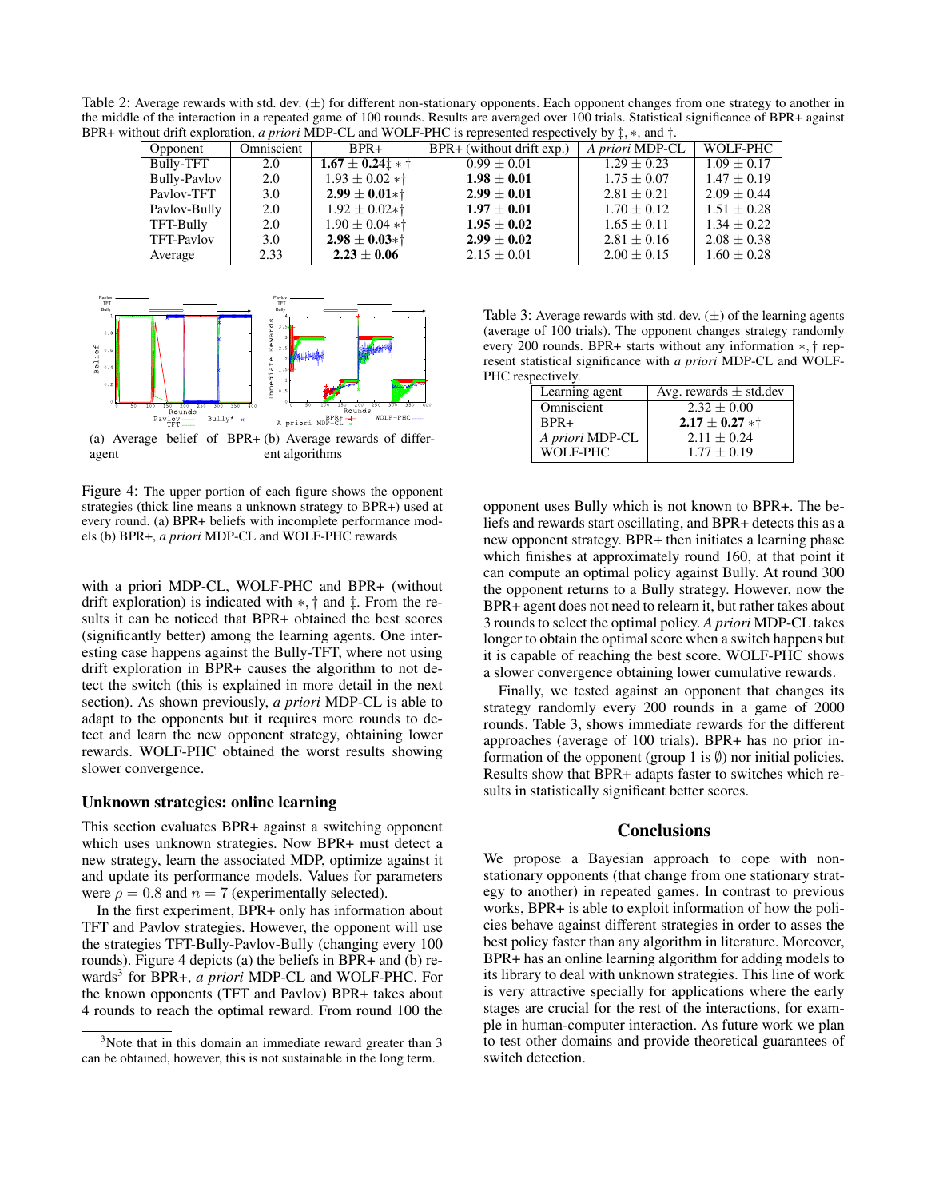Table 2: Average rewards with std. dev. (±) for different non-stationary opponents. Each opponent changes from one strategy to another in the middle of the interaction in a repeated game of 100 rounds. Results are averaged over 100 trials. Statistical significance of BPR+ against BPR+ without drift exploration, *a priori* MDP-CL and WOLF-PHC is represented respectively by ‡, ∗, and †.

| Opponent | Omniscient | BPR+ | BPR+ (without drift exp.) | *A priori* MDP-CL | WOLF-PHC |
|---|---|---|---|---|---|
| Bully-TFT | 2.0 | **1.67** ± **0.24**‡ ∗ † | 0.99 ± 0.01 | 1.29 ± 0.23 | 1.09 ± 0.17 |
| Bully-Pavlov | 2.0 | 1.93 ± 0.02 ∗† | **1.98** ± **0.01** | 1.75 ± 0.07 | 1.47 ± 0.19 |
| Pavlov-TFT | 3.0 | **2.99** ± **0.01**∗† | **2.99** ± **0.01** | 2.81 ± 0.21 | 2.09 ± 0.44 |
| Pavlov-Bully | 2.0 | 1.92 ± 0.02∗† | **1.97** ± **0.01** | 1.70 ± 0.12 | 1.51 ± 0.28 |
| TFT-Bully | 2.0 | 1.90 ± 0.04 ∗† | **1.95** ± **0.02** | 1.65 ± 0.11 | 1.34 ± 0.22 |
| TFT-Pavlov | 3.0 | **2.98** ± **0.03**∗† | **2.99** ± **0.02** | 2.81 ± 0.16 | 2.08 ± 0.38 |
| Average | 2.33 | **2.23** ± **0.06** | 2.15 ± 0.01 | 2.00 ± 0.15 | 1.60 ± 0.28 |

(a) Average belief of BPR+ agent (b) Average rewards of different algorithms

Figure 4: The upper portion of each figure shows the opponent strategies (thick line means a unknown strategy to BPR+) used at every round. (a) BPR+ beliefs with incomplete performance models (b) BPR+, *a priori* MDP-CL and WOLF-PHC rewards

with a priori MDP-CL, WOLF-PHC and BPR+ (without drift exploration) is indicated with ∗, † and ‡. From the results it can be noticed that BPR+ obtained the best scores (significantly better) among the learning agents. One interesting case happens against the Bully-TFT, where not using drift exploration in BPR+ causes the algorithm to not detect the switch (this is explained in more detail in the next section). As shown previously, *a priori* MDP-CL is able to adapt to the opponents but it requires more rounds to detect and learn the new opponent strategy, obtaining lower rewards. WOLF-PHC obtained the worst results showing slower convergence.

## Unknown strategies: online learning

This section evaluates BPR+ against a switching opponent which uses unknown strategies. Now BPR+ must detect a new strategy, learn the associated MDP, optimize against it and update its performance models. Values for parameters were $\rho = 0.8$ and $n = 7$ (experimentally selected).

In the first experiment, BPR+ only has information about TFT and Pavlov strategies. However, the opponent will use the strategies TFT-Bully-Pavlov-Bully (changing every 100 rounds). Figure 4 depicts (a) the beliefs in BPR+ and (b) rewards[3] for BPR+, *a priori* MDP-CL and WOLF-PHC. For the known opponents (TFT and Pavlov) BPR+ takes about 4 rounds to reach the optimal reward. From round 100 the opponent uses Bully which is not known to BPR+. The beliefs and rewards start oscillating, and BPR+ detects this as a new opponent strategy. BPR+ then initiates a learning phase which finishes at approximately round 160, at that point it can compute an optimal policy against Bully. At round 300 the opponent returns to a Bully strategy. However, now the BPR+ agent does not need to relearn it, but rather takes about 3 rounds to select the optimal policy. *A priori* MDP-CL takes longer to obtain the optimal score when a switch happens but it is capable of reaching the best score. WOLF-PHC shows a slower convergence obtaining lower cumulative rewards.

Table 3: Average rewards with std. dev. (±) of the learning agents (average of 100 trials). The opponent changes strategy randomly every 200 rounds. BPR+ starts without any information ∗, † represent statistical significance with *a priori* MDP-CL and WOLF-PHC respectively.

| Learning agent | Avg. rewards ± std.dev |
|---|---|
| Omniscient | 2.32 ± 0.00 |
| BPR+ | **2.17** ± **0.27** ∗† |
| *A priori* MDP-CL | 2.11 ± 0.24 |
| WOLF-PHC | 1.77 ± 0.19 |

Finally, we tested against an opponent that changes its strategy randomly every 200 rounds in a game of 2000 rounds. Table 3, shows immediate rewards for the different approaches (average of 100 trials). BPR+ has no prior information of the opponent (group 1 is $\emptyset$) nor initial policies. Results show that BPR+ adapts faster to switches which results in statistically significant better scores.

## Conclusions

We propose a Bayesian approach to cope with non-stationary opponents (that change from one stationary strategy to another) in repeated games. In contrast to previous works, BPR+ is able to exploit information of how the policies behave against different strategies in order to asses the best policy faster than any algorithm in literature. Moreover, BPR+ has an online learning algorithm for adding models to its library to deal with unknown strategies. This line of work is very attractive specially for applications where the early stages are crucial for the rest of the interactions, for example in human-computer interaction. As future work we plan to test other domains and provide theoretical guarantees of switch detection.

[3] Note that in this domain an immediate reward greater than 3 can be obtained, however, this is not sustainable in the long term.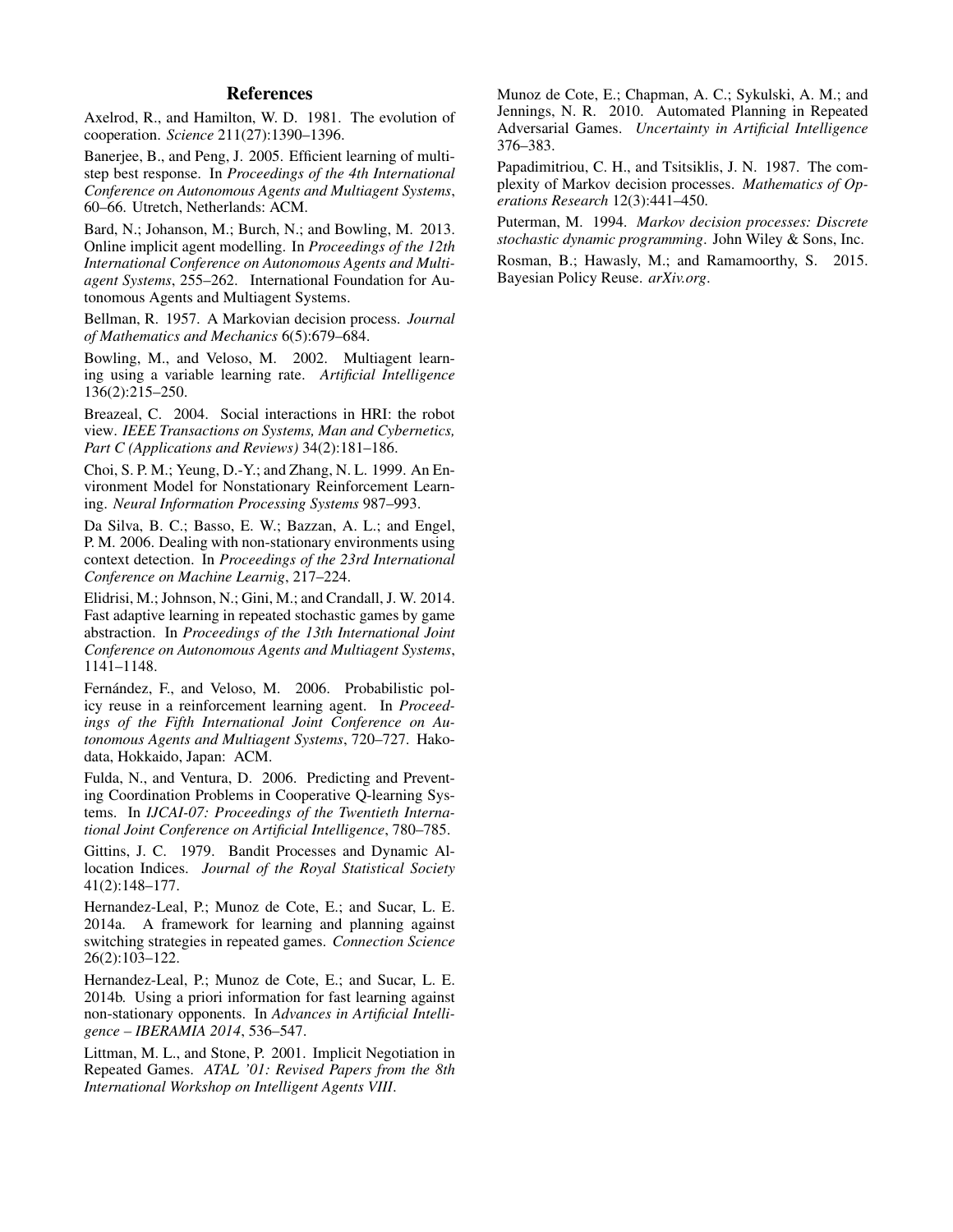## References

Axelrod, R., and Hamilton, W. D. 1981. The evolution of cooperation. *Science* 211(27):1390–1396.

Banerjee, B., and Peng, J. 2005. Efficient learning of multi-step best response. In *Proceedings of the 4th International Conference on Autonomous Agents and Multiagent Systems*, 60–66. Utretch, Netherlands: ACM.

Bard, N.; Johanson, M.; Burch, N.; and Bowling, M. 2013. Online implicit agent modelling. In *Proceedings of the 12th International Conference on Autonomous Agents and Multiagent Systems*, 255–262. International Foundation for Autonomous Agents and Multiagent Systems.

Bellman, R. 1957. A Markovian decision process. *Journal of Mathematics and Mechanics* 6(5):679–684.

Bowling, M., and Veloso, M. 2002. Multiagent learning using a variable learning rate. *Artificial Intelligence* 136(2):215–250.

Breazeal, C. 2004. Social interactions in HRI: the robot view. *IEEE Transactions on Systems, Man and Cybernetics, Part C (Applications and Reviews)* 34(2):181–186.

Choi, S. P. M.; Yeung, D.-Y.; and Zhang, N. L. 1999. An Environment Model for Nonstationary Reinforcement Learning. *Neural Information Processing Systems* 987–993.

Da Silva, B. C.; Basso, E. W.; Bazzan, A. L.; and Engel, P. M. 2006. Dealing with non-stationary environments using context detection. In *Proceedings of the 23rd International Conference on Machine Learnig*, 217–224.

Elidrisi, M.; Johnson, N.; Gini, M.; and Crandall, J. W. 2014. Fast adaptive learning in repeated stochastic games by game abstraction. In *Proceedings of the 13th International Joint Conference on Autonomous Agents and Multiagent Systems*, 1141–1148.

Fernández, F., and Veloso, M. 2006. Probabilistic policy reuse in a reinforcement learning agent. In *Proceedings of the Fifth International Joint Conference on Autonomous Agents and Multiagent Systems*, 720–727. Hakodata, Hokkaido, Japan: ACM.

Fulda, N., and Ventura, D. 2006. Predicting and Preventing Coordination Problems in Cooperative Q-learning Systems. In *IJCAI-07: Proceedings of the Twentieth International Joint Conference on Artificial Intelligence*, 780–785.

Gittins, J. C. 1979. Bandit Processes and Dynamic Allocation Indices. *Journal of the Royal Statistical Society* 41(2):148–177.

Hernandez-Leal, P.; Munoz de Cote, E.; and Sucar, L. E. 2014a. A framework for learning and planning against switching strategies in repeated games. *Connection Science* 26(2):103–122.

Hernandez-Leal, P.; Munoz de Cote, E.; and Sucar, L. E. 2014b. Using a priori information for fast learning against non-stationary opponents. In *Advances in Artificial Intelligence – IBERAMIA 2014*, 536–547.

Littman, M. L., and Stone, P. 2001. Implicit Negotiation in Repeated Games. *ATAL '01: Revised Papers from the 8th International Workshop on Intelligent Agents VIII*.

Munoz de Cote, E.; Chapman, A. C.; Sykulski, A. M.; and Jennings, N. R. 2010. Automated Planning in Repeated Adversarial Games. *Uncertainty in Artificial Intelligence* 376–383.

Papadimitriou, C. H., and Tsitsiklis, J. N. 1987. The complexity of Markov decision processes. *Mathematics of Operations Research* 12(3):441–450.

Puterman, M. 1994. *Markov decision processes: Discrete stochastic dynamic programming*. John Wiley & Sons, Inc.

Rosman, B.; Hawasly, M.; and Ramamoorthy, S. 2015. Bayesian Policy Reuse. *arXiv.org*.